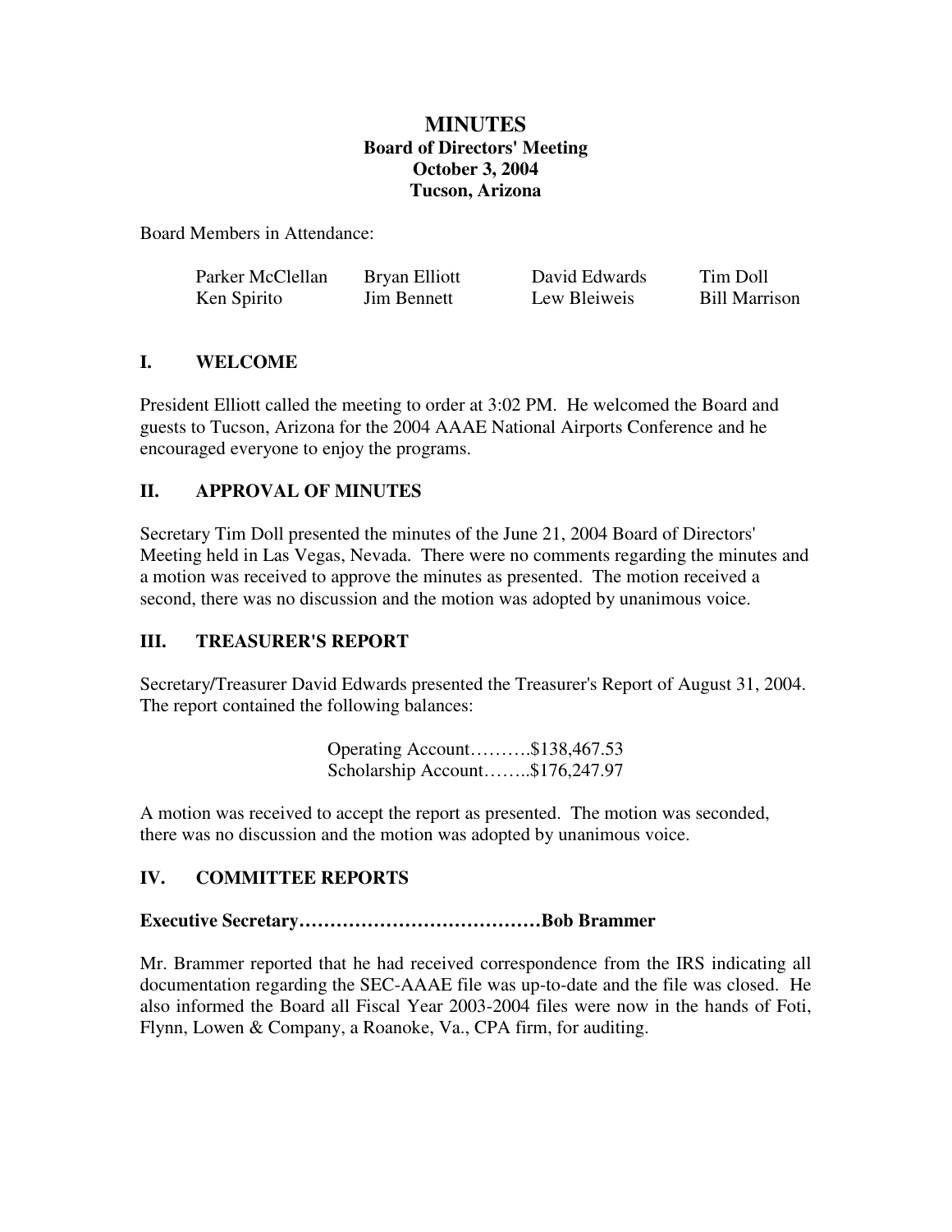# MINUTES

**Board of Directors' Meeting**
**October 3, 2004**
**Tucson, Arizona**

Board Members in Attendance:

| | | | |
|---|---|---|---|
| Parker McClellan | Bryan Elliott | David Edwards | Tim Doll |
| Ken Spirito | Jim Bennett | Lew Bleiweis | Bill Marrison |

## I. WELCOME

President Elliott called the meeting to order at 3:02 PM. He welcomed the Board and guests to Tucson, Arizona for the 2004 AAAE National Airports Conference and he encouraged everyone to enjoy the programs.

## II. APPROVAL OF MINUTES

Secretary Tim Doll presented the minutes of the June 21, 2004 Board of Directors' Meeting held in Las Vegas, Nevada. There were no comments regarding the minutes and a motion was received to approve the minutes as presented. The motion received a second, there was no discussion and the motion was adopted by unanimous voice.

## III. TREASURER'S REPORT

Secretary/Treasurer David Edwards presented the Treasurer's Report of August 31, 2004. The report contained the following balances:

Operating Account……….$138,467.53
Scholarship Account……..$176,247.97

A motion was received to accept the report as presented. The motion was seconded, there was no discussion and the motion was adopted by unanimous voice.

## IV. COMMITTEE REPORTS

**Executive Secretary…………………………………Bob Brammer**

Mr. Brammer reported that he had received correspondence from the IRS indicating all documentation regarding the SEC-AAAE file was up-to-date and the file was closed. He also informed the Board all Fiscal Year 2003-2004 files were now in the hands of Foti, Flynn, Lowen & Company, a Roanoke, Va., CPA firm, for auditing.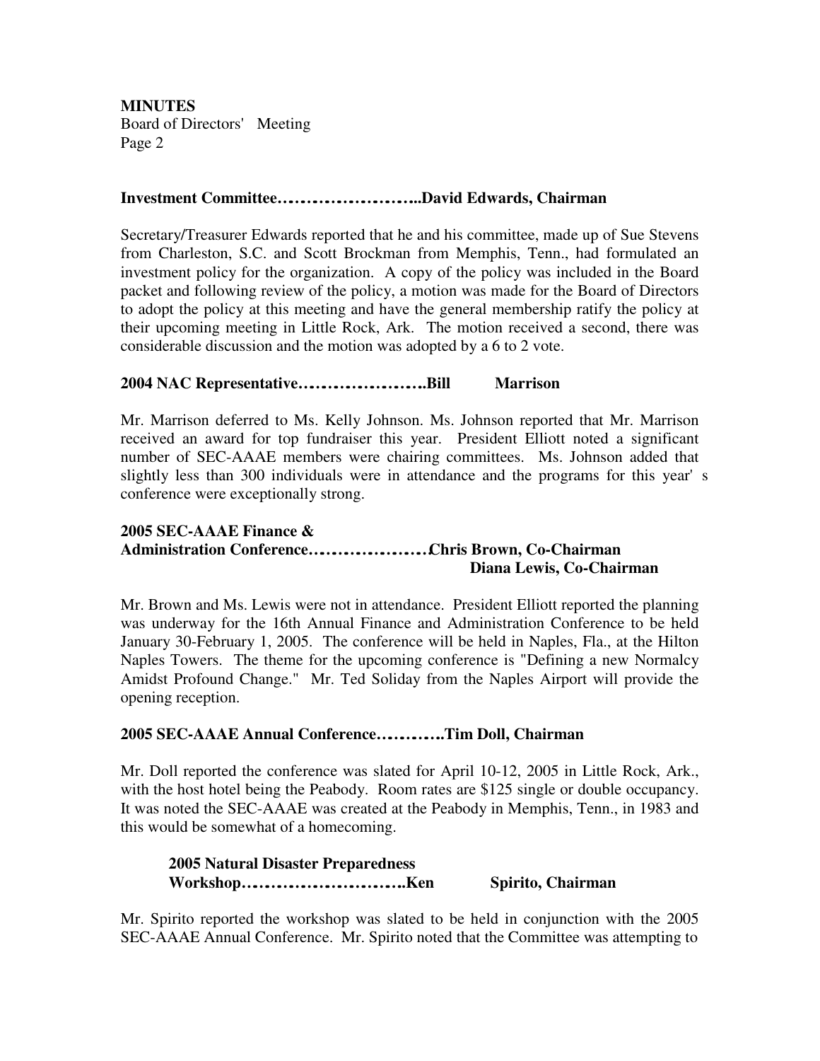**MINUTES**
Board of Directors' Meeting
Page 2

**Investment Committee……………………..David Edwards, Chairman**

Secretary/Treasurer Edwards reported that he and his committee, made up of Sue Stevens from Charleston, S.C. and Scott Brockman from Memphis, Tenn., had formulated an investment policy for the organization. A copy of the policy was included in the Board packet and following review of the policy, a motion was made for the Board of Directors to adopt the policy at this meeting and have the general membership ratify the policy at their upcoming meeting in Little Rock, Ark. The motion received a second, there was considerable discussion and the motion was adopted by a 6 to 2 vote.

**2004 NAC Representative…………………..Bill Marrison**

Mr. Marrison deferred to Ms. Kelly Johnson. Ms. Johnson reported that Mr. Marrison received an award for top fundraiser this year. President Elliott noted a significant number of SEC-AAAE members were chairing committees. Ms. Johnson added that slightly less than 300 individuals were in attendance and the programs for this year's conference were exceptionally strong.

**2005 SEC-AAAE Finance & Administration Conference…………………Chris Brown, Co-Chairman**
**Diana Lewis, Co-Chairman**

Mr. Brown and Ms. Lewis were not in attendance. President Elliott reported the planning was underway for the 16th Annual Finance and Administration Conference to be held January 30-February 1, 2005. The conference will be held in Naples, Fla., at the Hilton Naples Towers. The theme for the upcoming conference is "Defining a new Normalcy Amidst Profound Change." Mr. Ted Soliday from the Naples Airport will provide the opening reception.

**2005 SEC-AAAE Annual Conference………..Tim Doll, Chairman**

Mr. Doll reported the conference was slated for April 10-12, 2005 in Little Rock, Ark., with the host hotel being the Peabody. Room rates are $125 single or double occupancy. It was noted the SEC-AAAE was created at the Peabody in Memphis, Tenn., in 1983 and this would be somewhat of a homecoming.

**2005 Natural Disaster Preparedness Workshop………………………..Ken Spirito, Chairman**

Mr. Spirito reported the workshop was slated to be held in conjunction with the 2005 SEC-AAAE Annual Conference. Mr. Spirito noted that the Committee was attempting to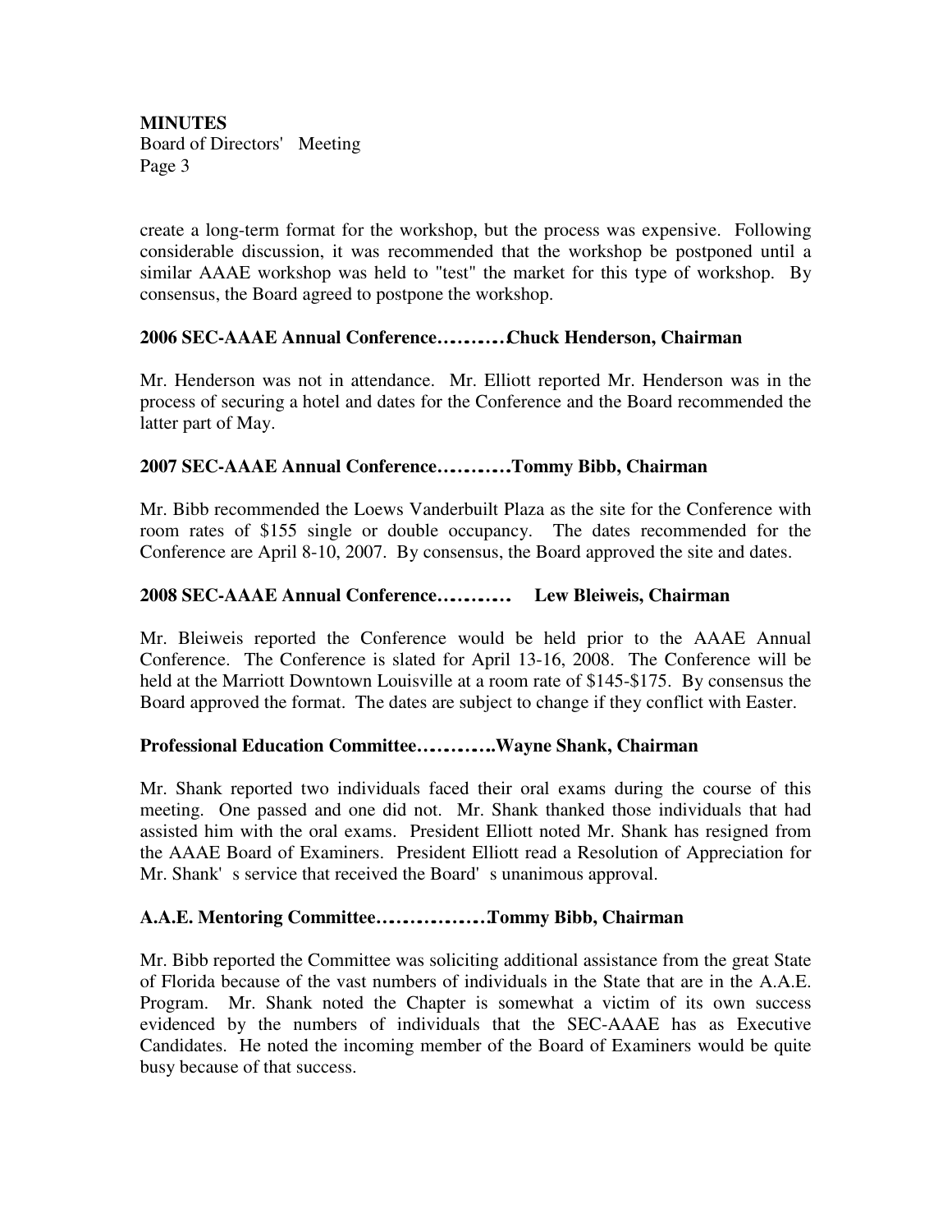create a long-term format for the workshop, but the process was expensive. Following considerable discussion, it was recommended that the workshop be postponed until a similar AAAE workshop was held to "test" the market for this type of workshop. By consensus, the Board agreed to postpone the workshop.

**2006 SEC-AAAE Annual Conference……….Chuck Henderson, Chairman**

Mr. Henderson was not in attendance. Mr. Elliott reported Mr. Henderson was in the process of securing a hotel and dates for the Conference and the Board recommended the latter part of May.

**2007 SEC-AAAE Annual Conference………..Tommy Bibb, Chairman**

Mr. Bibb recommended the Loews Vanderbuilt Plaza as the site for the Conference with room rates of $155 single or double occupancy. The dates recommended for the Conference are April 8-10, 2007. By consensus, the Board approved the site and dates.

**2008 SEC-AAAE Annual Conference………. Lew Bleiweis, Chairman**

Mr. Bleiweis reported the Conference would be held prior to the AAAE Annual Conference. The Conference is slated for April 13-16, 2008. The Conference will be held at the Marriott Downtown Louisville at a room rate of $145-$175. By consensus the Board approved the format. The dates are subject to change if they conflict with Easter.

**Professional Education Committee………...Wayne Shank, Chairman**

Mr. Shank reported two individuals faced their oral exams during the course of this meeting. One passed and one did not. Mr. Shank thanked those individuals that had assisted him with the oral exams. President Elliott noted Mr. Shank has resigned from the AAAE Board of Examiners. President Elliott read a Resolution of Appreciation for Mr. Shank's service that received the Board's unanimous approval.

**A.A.E. Mentoring Committee…………….Tommy Bibb, Chairman**

Mr. Bibb reported the Committee was soliciting additional assistance from the great State of Florida because of the vast numbers of individuals in the State that are in the A.A.E. Program. Mr. Shank noted the Chapter is somewhat a victim of its own success evidenced by the numbers of individuals that the SEC-AAAE has as Executive Candidates. He noted the incoming member of the Board of Examiners would be quite busy because of that success.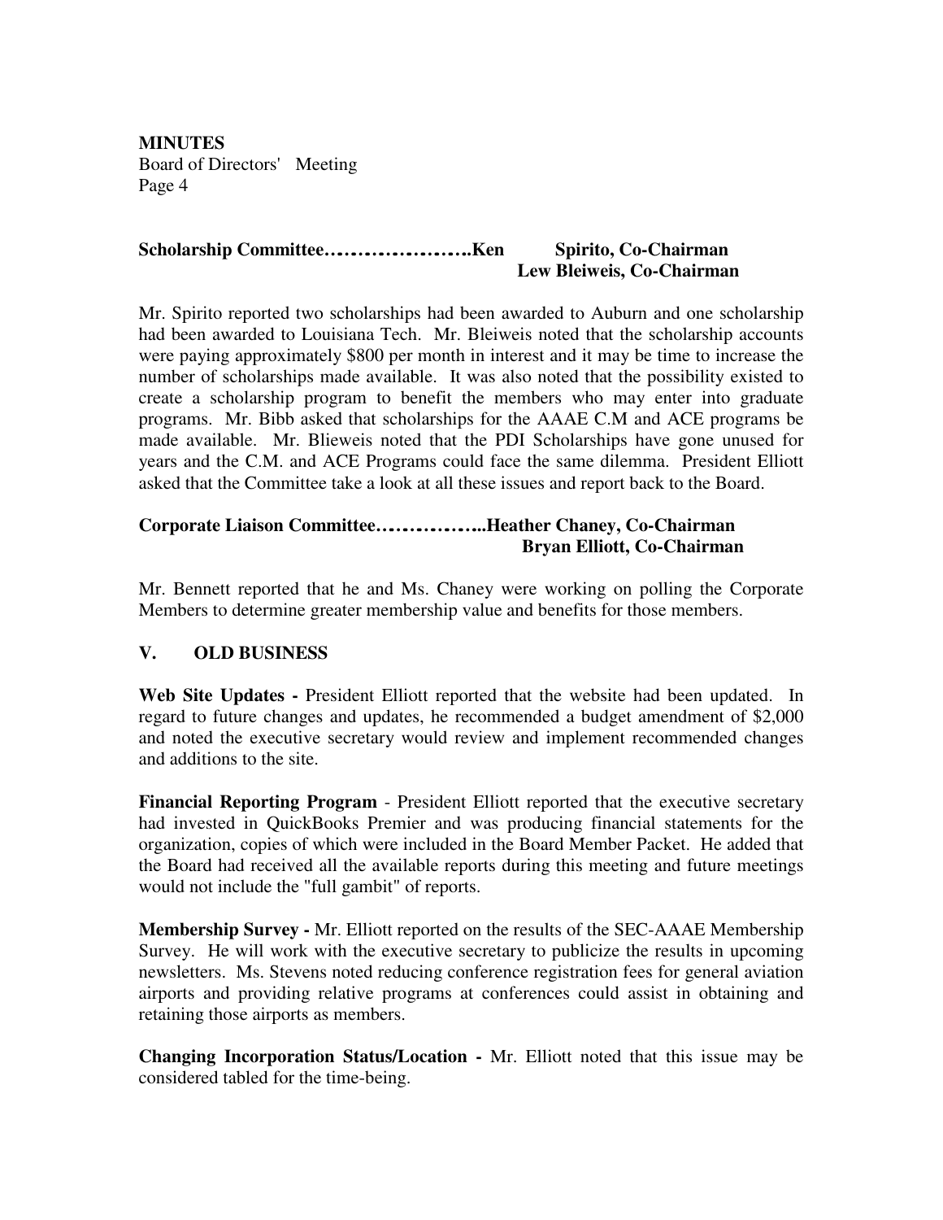**Scholarship Committee………………….Ken Spirito, Co-Chairman**
**Lew Bleiweis, Co-Chairman**

Mr. Spirito reported two scholarships had been awarded to Auburn and one scholarship had been awarded to Louisiana Tech. Mr. Bleiweis noted that the scholarship accounts were paying approximately $800 per month in interest and it may be time to increase the number of scholarships made available. It was also noted that the possibility existed to create a scholarship program to benefit the members who may enter into graduate programs. Mr. Bibb asked that scholarships for the AAAE C.M and ACE programs be made available. Mr. Blieweis noted that the PDI Scholarships have gone unused for years and the C.M. and ACE Programs could face the same dilemma. President Elliott asked that the Committee take a look at all these issues and report back to the Board.

**Corporate Liaison Committee……………..Heather Chaney, Co-Chairman**
**Bryan Elliott, Co-Chairman**

Mr. Bennett reported that he and Ms. Chaney were working on polling the Corporate Members to determine greater membership value and benefits for those members.

## V. OLD BUSINESS

**Web Site Updates -** President Elliott reported that the website had been updated. In regard to future changes and updates, he recommended a budget amendment of $2,000 and noted the executive secretary would review and implement recommended changes and additions to the site.

**Financial Reporting Program** - President Elliott reported that the executive secretary had invested in QuickBooks Premier and was producing financial statements for the organization, copies of which were included in the Board Member Packet. He added that the Board had received all the available reports during this meeting and future meetings would not include the "full gambit" of reports.

**Membership Survey -** Mr. Elliott reported on the results of the SEC-AAAE Membership Survey. He will work with the executive secretary to publicize the results in upcoming newsletters. Ms. Stevens noted reducing conference registration fees for general aviation airports and providing relative programs at conferences could assist in obtaining and retaining those airports as members.

**Changing Incorporation Status/Location -** Mr. Elliott noted that this issue may be considered tabled for the time-being.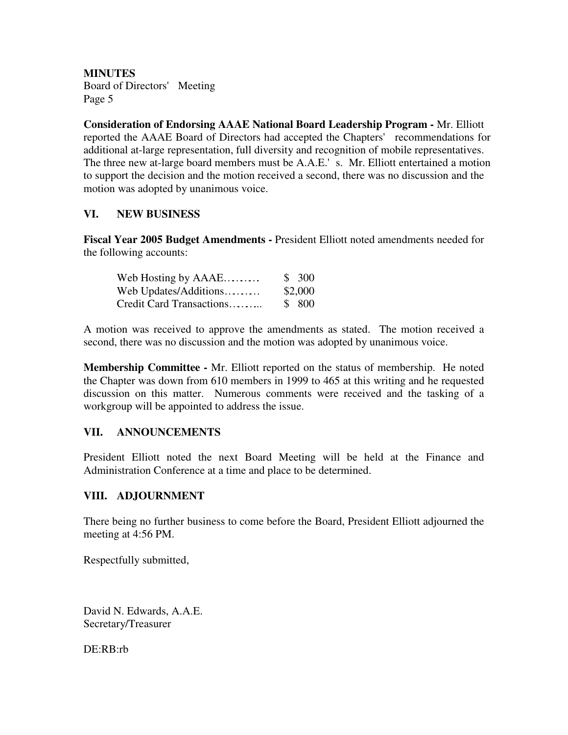**Consideration of Endorsing AAAE National Board Leadership Program -** Mr. Elliott reported the AAAE Board of Directors had accepted the Chapters' recommendations for additional at-large representation, full diversity and recognition of mobile representatives. The three new at-large board members must be A.A.E.' s. Mr. Elliott entertained a motion to support the decision and the motion received a second, there was no discussion and the motion was adopted by unanimous voice.

## VI. NEW BUSINESS

**Fiscal Year 2005 Budget Amendments -** President Elliott noted amendments needed for the following accounts:

| | |
|---|---|
| Web Hosting by AAAE……… | $ 300 |
| Web Updates/Additions……… | $2,000 |
| Credit Card Transactions……... | $ 800 |

A motion was received to approve the amendments as stated. The motion received a second, there was no discussion and the motion was adopted by unanimous voice.

**Membership Committee -** Mr. Elliott reported on the status of membership. He noted the Chapter was down from 610 members in 1999 to 465 at this writing and he requested discussion on this matter. Numerous comments were received and the tasking of a workgroup will be appointed to address the issue.

## VII. ANNOUNCEMENTS

President Elliott noted the next Board Meeting will be held at the Finance and Administration Conference at a time and place to be determined.

## VIII. ADJOURNMENT

There being no further business to come before the Board, President Elliott adjourned the meeting at 4:56 PM.

Respectfully submitted,

David N. Edwards, A.A.E.
Secretary/Treasurer

DE:RB:rb